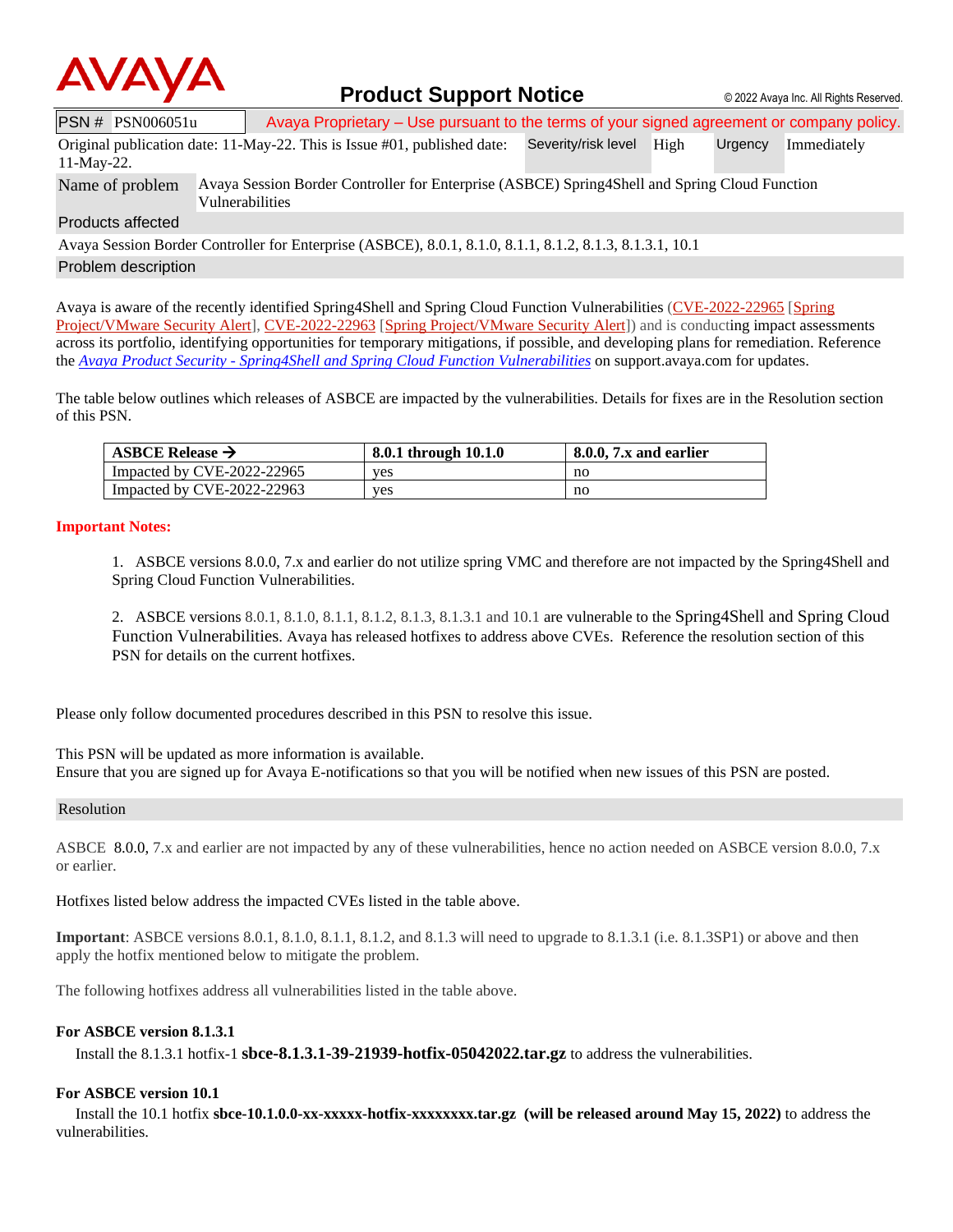# Product Support Notice

© 2022 Avaya Inc. All Rights Reserved.

| PSN # PSN006051u | Avaya Proprietary – Use pursuant to the terms of your signed agreement or company policy. | | | |
|---|---|---|---|---|
| Original publication date: 11-May-22. This is Issue #01, published date: 11-May-22. | Severity/risk level | High | Urgency | Immediately |

**Name of problem:** Avaya Session Border Controller for Enterprise (ASBCE) Spring4Shell and Spring Cloud Function Vulnerabilities

## Products affected

Avaya Session Border Controller for Enterprise (ASBCE), 8.0.1, 8.1.0, 8.1.1, 8.1.2, 8.1.3, 8.1.3.1, 10.1

## Problem description

Avaya is aware of the recently identified Spring4Shell and Spring Cloud Function Vulnerabilities (CVE-2022-22965 [Spring Project/VMware Security Alert], CVE-2022-22963 [Spring Project/VMware Security Alert]) and is conducting impact assessments across its portfolio, identifying opportunities for temporary mitigations, if possible, and developing plans for remediation. Reference the *Avaya Product Security - Spring4Shell and Spring Cloud Function Vulnerabilities* on support.avaya.com for updates.

The table below outlines which releases of ASBCE are impacted by the vulnerabilities. Details for fixes are in the Resolution section of this PSN.

| ASBCE Release → | 8.0.1 through 10.1.0 | 8.0.0, 7.x and earlier |
|---|---|---|
| Impacted by CVE-2022-22965 | yes | no |
| Impacted by CVE-2022-22963 | yes | no |

**Important Notes:**

1. ASBCE versions 8.0.0, 7.x and earlier do not utilize spring VMC and therefore are not impacted by the Spring4Shell and Spring Cloud Function Vulnerabilities.

2. ASBCE versions 8.0.1, 8.1.0, 8.1.1, 8.1.2, 8.1.3, 8.1.3.1 and 10.1 are vulnerable to the Spring4Shell and Spring Cloud Function Vulnerabilities. Avaya has released hotfixes to address above CVEs. Reference the resolution section of this PSN for details on the current hotfixes.

Please only follow documented procedures described in this PSN to resolve this issue.

This PSN will be updated as more information is available.
Ensure that you are signed up for Avaya E-notifications so that you will be notified when new issues of this PSN are posted.

## Resolution

ASBCE 8.0.0, 7.x and earlier are not impacted by any of these vulnerabilities, hence no action needed on ASBCE version 8.0.0, 7.x or earlier.

Hotfixes listed below address the impacted CVEs listed in the table above.

**Important**: ASBCE versions 8.0.1, 8.1.0, 8.1.1, 8.1.2, and 8.1.3 will need to upgrade to 8.1.3.1 (i.e. 8.1.3SP1) or above and then apply the hotfix mentioned below to mitigate the problem.

The following hotfixes address all vulnerabilities listed in the table above.

**For ASBCE version 8.1.3.1**

Install the 8.1.3.1 hotfix-1 **sbce-8.1.3.1-39-21939-hotfix-05042022.tar.gz** to address the vulnerabilities.

**For ASBCE version 10.1**

Install the 10.1 hotfix **sbce-10.1.0.0-xx-xxxxx-hotfix-xxxxxxxx.tar.gz (will be released around May 15, 2022)** to address the vulnerabilities.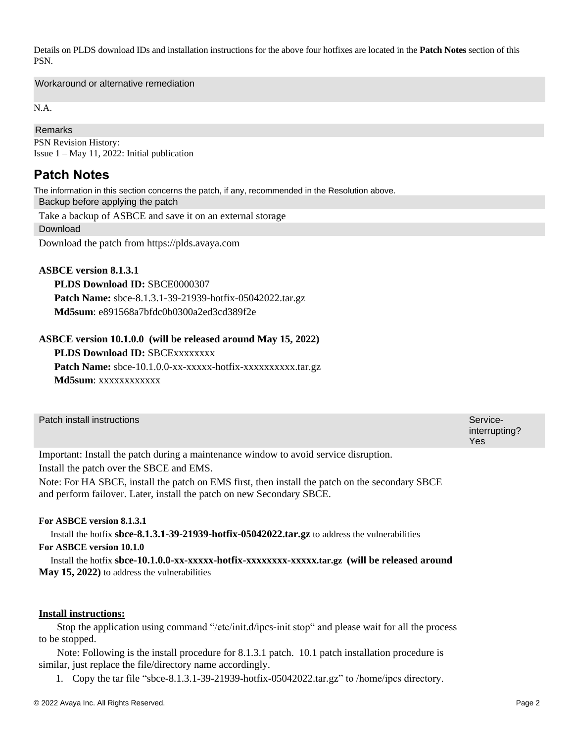Details on PLDS download IDs and installation instructions for the above four hotfixes are located in the **Patch Notes** section of this PSN.

| Workaround or alternative remediation |
|---|

N.A.

| Remarks |
|---|

PSN Revision History:
Issue 1 – May 11, 2022: Initial publication

## Patch Notes

The information in this section concerns the patch, if any, recommended in the Resolution above.

| Backup before applying the patch |
|---|
| Take a backup of ASBCE and save it on an external storage |

| Download |
|---|
| Download the patch from https://plds.avaya.com |

**ASBCE version 8.1.3.1**

**PLDS Download ID:** SBCE0000307
**Patch Name:** sbce-8.1.3.1-39-21939-hotfix-05042022.tar.gz
**Md5sum**: e891568a7bfdc0b0300a2ed3cd389f2e

**ASBCE version 10.1.0.0 (will be released around May 15, 2022)**

**PLDS Download ID:** SBCExxxxxxxx
**Patch Name:** sbce-10.1.0.0-xx-xxxxx-hotfix-xxxxxxxxxx.tar.gz
**Md5sum**: xxxxxxxxxxxx

| Patch install instructions | Service-interrupting? Yes |
|---|---|

Important: Install the patch during a maintenance window to avoid service disruption.

Install the patch over the SBCE and EMS.

Note: For HA SBCE, install the patch on EMS first, then install the patch on the secondary SBCE and perform failover. Later, install the patch on new Secondary SBCE.

**For ASBCE version 8.1.3.1**

Install the hotfix **sbce-8.1.3.1-39-21939-hotfix-05042022.tar.gz** to address the vulnerabilities

**For ASBCE version 10.1.0**

Install the hotfix **sbce-10.1.0.0-xx-xxxxx-hotfix-xxxxxxxx-xxxxx.tar.gz (will be released around May 15, 2022)** to address the vulnerabilities

**Install instructions:**

Stop the application using command "/etc/init.d/ipcs-init stop" and please wait for all the process to be stopped.

Note: Following is the install procedure for 8.1.3.1 patch. 10.1 patch installation procedure is similar, just replace the file/directory name accordingly.

1. Copy the tar file "sbce-8.1.3.1-39-21939-hotfix-05042022.tar.gz" to /home/ipcs directory.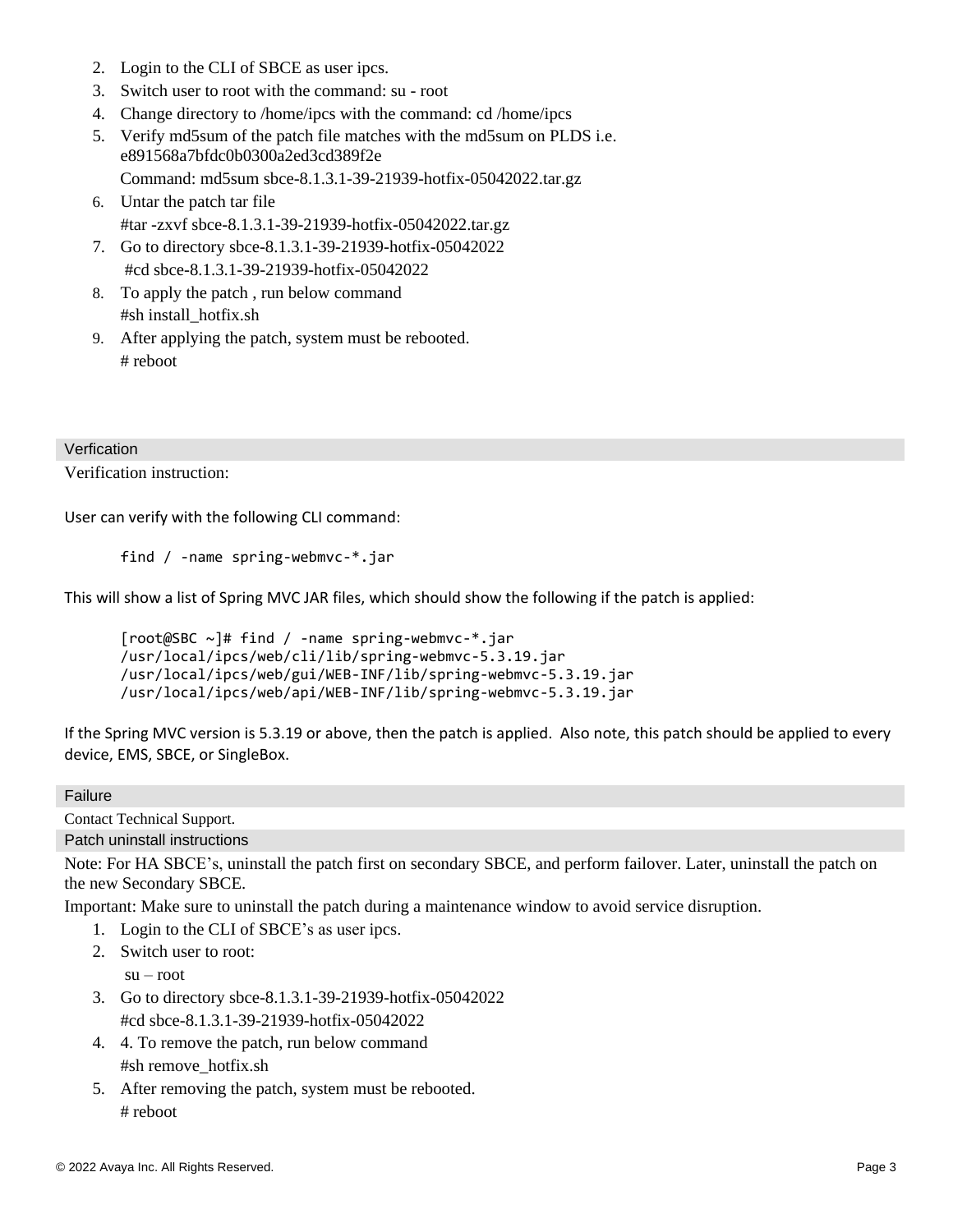2. Login to the CLI of SBCE as user ipcs.
3. Switch user to root with the command: su - root
4. Change directory to /home/ipcs with the command: cd /home/ipcs
5. Verify md5sum of the patch file matches with the md5sum on PLDS i.e. e891568a7bfdc0b0300a2ed3cd389f2e
   Command: md5sum sbce-8.1.3.1-39-21939-hotfix-05042022.tar.gz
6. Untar the patch tar file
   #tar -zxvf sbce-8.1.3.1-39-21939-hotfix-05042022.tar.gz
7. Go to directory sbce-8.1.3.1-39-21939-hotfix-05042022
   #cd sbce-8.1.3.1-39-21939-hotfix-05042022
8. To apply the patch , run below command
   #sh install_hotfix.sh
9. After applying the patch, system must be rebooted.
   # reboot

## Verfication

Verification instruction:

User can verify with the following CLI command:

```
find / -name spring-webmvc-*.jar
```

This will show a list of Spring MVC JAR files, which should show the following if the patch is applied:

```
[root@SBC ~]# find / -name spring-webmvc-*.jar
/usr/local/ipcs/web/cli/lib/spring-webmvc-5.3.19.jar
/usr/local/ipcs/web/gui/WEB-INF/lib/spring-webmvc-5.3.19.jar
/usr/local/ipcs/web/api/WEB-INF/lib/spring-webmvc-5.3.19.jar
```

If the Spring MVC version is 5.3.19 or above, then the patch is applied. Also note, this patch should be applied to every device, EMS, SBCE, or SingleBox.

## Failure

Contact Technical Support.

## Patch uninstall instructions

Note: For HA SBCE's, uninstall the patch first on secondary SBCE, and perform failover. Later, uninstall the patch on the new Secondary SBCE.

Important: Make sure to uninstall the patch during a maintenance window to avoid service disruption.

1. Login to the CLI of SBCE's as user ipcs.
2. Switch user to root:
   su – root
3. Go to directory sbce-8.1.3.1-39-21939-hotfix-05042022
   #cd sbce-8.1.3.1-39-21939-hotfix-05042022
4. 4. To remove the patch, run below command
   #sh remove_hotfix.sh
5. After removing the patch, system must be rebooted.
   # reboot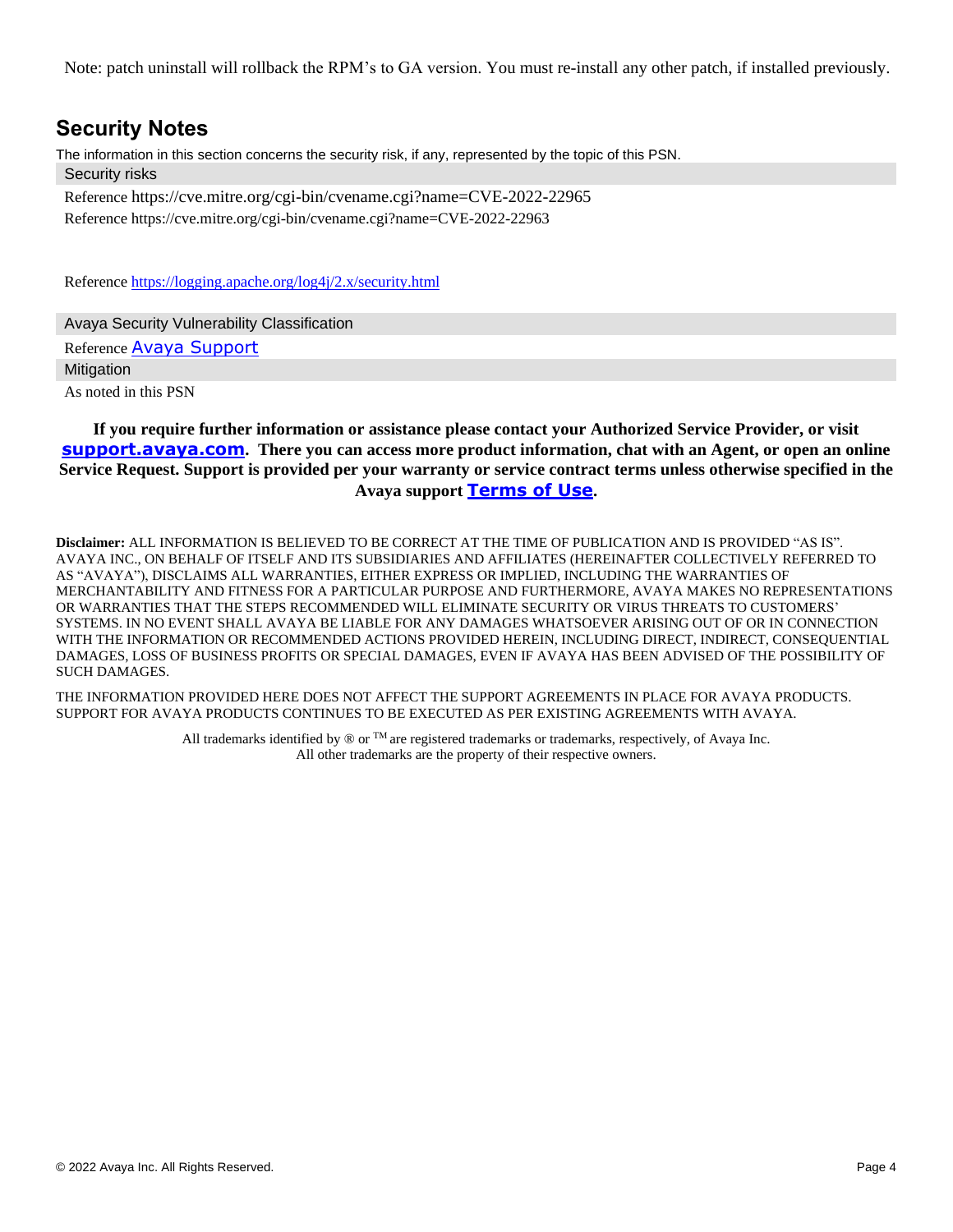Note: patch uninstall will rollback the RPM's to GA version. You must re-install any other patch, if installed previously.

## Security Notes

The information in this section concerns the security risk, if any, represented by the topic of this PSN.

**Security risks**

Reference https://cve.mitre.org/cgi-bin/cvename.cgi?name=CVE-2022-22965

Reference https://cve.mitre.org/cgi-bin/cvename.cgi?name=CVE-2022-22963

Reference https://logging.apache.org/log4j/2.x/security.html

**Avaya Security Vulnerability Classification**

Reference Avaya Support

**Mitigation**

As noted in this PSN

**If you require further information or assistance please contact your Authorized Service Provider, or visit support.avaya.com. There you can access more product information, chat with an Agent, or open an online Service Request. Support is provided per your warranty or service contract terms unless otherwise specified in the Avaya support Terms of Use.**

**Disclaimer:** ALL INFORMATION IS BELIEVED TO BE CORRECT AT THE TIME OF PUBLICATION AND IS PROVIDED "AS IS". AVAYA INC., ON BEHALF OF ITSELF AND ITS SUBSIDIARIES AND AFFILIATES (HEREINAFTER COLLECTIVELY REFERRED TO AS "AVAYA"), DISCLAIMS ALL WARRANTIES, EITHER EXPRESS OR IMPLIED, INCLUDING THE WARRANTIES OF MERCHANTABILITY AND FITNESS FOR A PARTICULAR PURPOSE AND FURTHERMORE, AVAYA MAKES NO REPRESENTATIONS OR WARRANTIES THAT THE STEPS RECOMMENDED WILL ELIMINATE SECURITY OR VIRUS THREATS TO CUSTOMERS' SYSTEMS. IN NO EVENT SHALL AVAYA BE LIABLE FOR ANY DAMAGES WHATSOEVER ARISING OUT OF OR IN CONNECTION WITH THE INFORMATION OR RECOMMENDED ACTIONS PROVIDED HEREIN, INCLUDING DIRECT, INDIRECT, CONSEQUENTIAL DAMAGES, LOSS OF BUSINESS PROFITS OR SPECIAL DAMAGES, EVEN IF AVAYA HAS BEEN ADVISED OF THE POSSIBILITY OF SUCH DAMAGES.

THE INFORMATION PROVIDED HERE DOES NOT AFFECT THE SUPPORT AGREEMENTS IN PLACE FOR AVAYA PRODUCTS. SUPPORT FOR AVAYA PRODUCTS CONTINUES TO BE EXECUTED AS PER EXISTING AGREEMENTS WITH AVAYA.

All trademarks identified by ® or ™ are registered trademarks or trademarks, respectively, of Avaya Inc.
All other trademarks are the property of their respective owners.

© 2022 Avaya Inc. All Rights Reserved.